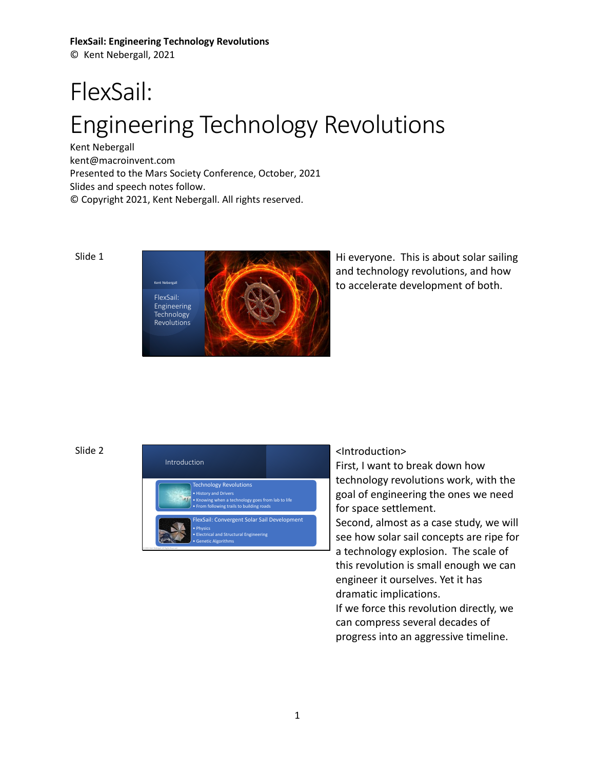**FlexSail: Engineering Technology Revolutions**
© Kent Nebergall, 2021

# FlexSail:
# Engineering Technology Revolutions

Kent Nebergall
kent@macroinvent.com
Presented to the Mars Society Conference, October, 2021
Slides and speech notes follow.
© Copyright 2021, Kent Nebergall. All rights reserved.

Slide 1

Kent Nebergall

FlexSail: Engineering Technology Revolutions

Hi everyone. This is about solar sailing and technology revolutions, and how to accelerate development of both.

Slide 2

Introduction

Technology Revolutions
- History and Drivers
- Knowing when a technology goes from lab to life
- From following trails to building roads

FlexSail: Convergent Solar Sail Development
- Physics
- Electrical and Structural Engineering
- Genetic Algorithms

<Introduction>
First, I want to break down how technology revolutions work, with the goal of engineering the ones we need for space settlement.
Second, almost as a case study, we will see how solar sail concepts are ripe for a technology explosion. The scale of this revolution is small enough we can engineer it ourselves. Yet it has dramatic implications.
If we force this revolution directly, we can compress several decades of progress into an aggressive timeline.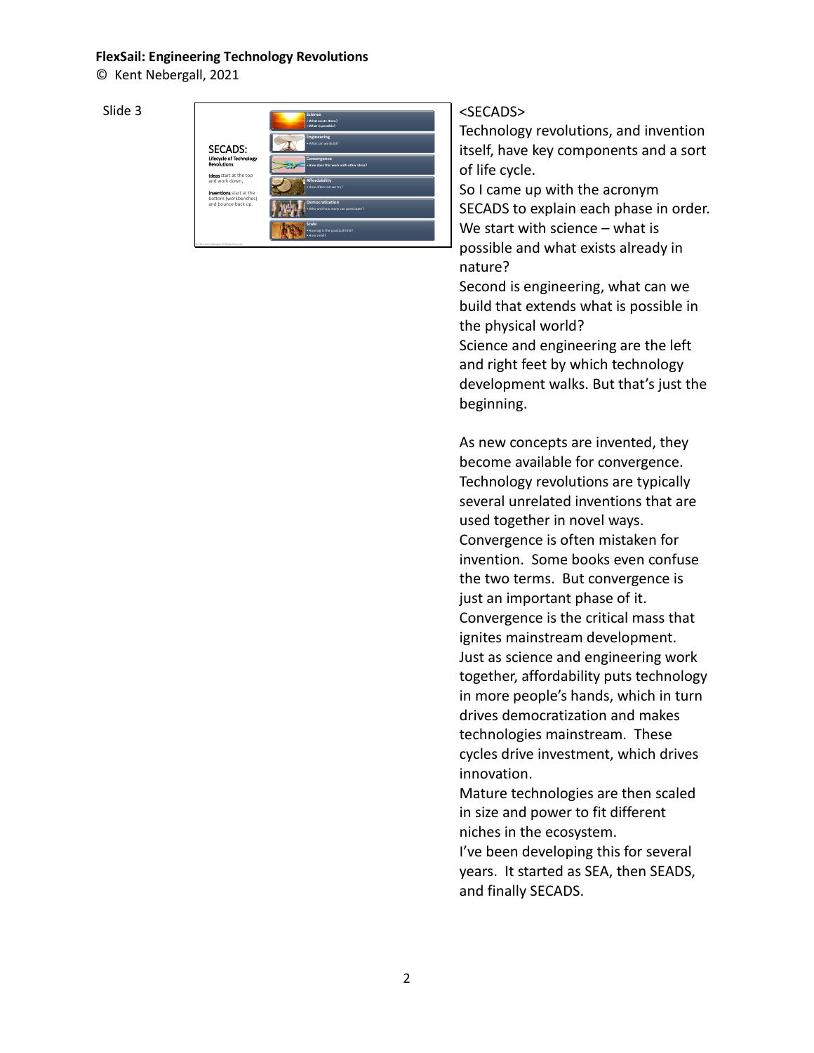**FlexSail: Engineering Technology Revolutions**

© Kent Nebergall, 2021

Slide 3

<SECADS>

Technology revolutions, and invention itself, have key components and a sort of life cycle.

So I came up with the acronym SECADS to explain each phase in order.

We start with science – what is possible and what exists already in nature?

Second is engineering, what can we build that extends what is possible in the physical world?

Science and engineering are the left and right feet by which technology development walks. But that's just the beginning.

As new concepts are invented, they become available for convergence. Technology revolutions are typically several unrelated inventions that are used together in novel ways. Convergence is often mistaken for invention. Some books even confuse the two terms. But convergence is just an important phase of it. Convergence is the critical mass that ignites mainstream development. Just as science and engineering work together, affordability puts technology in more people's hands, which in turn drives democratization and makes technologies mainstream. These cycles drive investment, which drives innovation.

Mature technologies are then scaled in size and power to fit different niches in the ecosystem.

I've been developing this for several years. It started as SEA, then SEADS, and finally SECADS.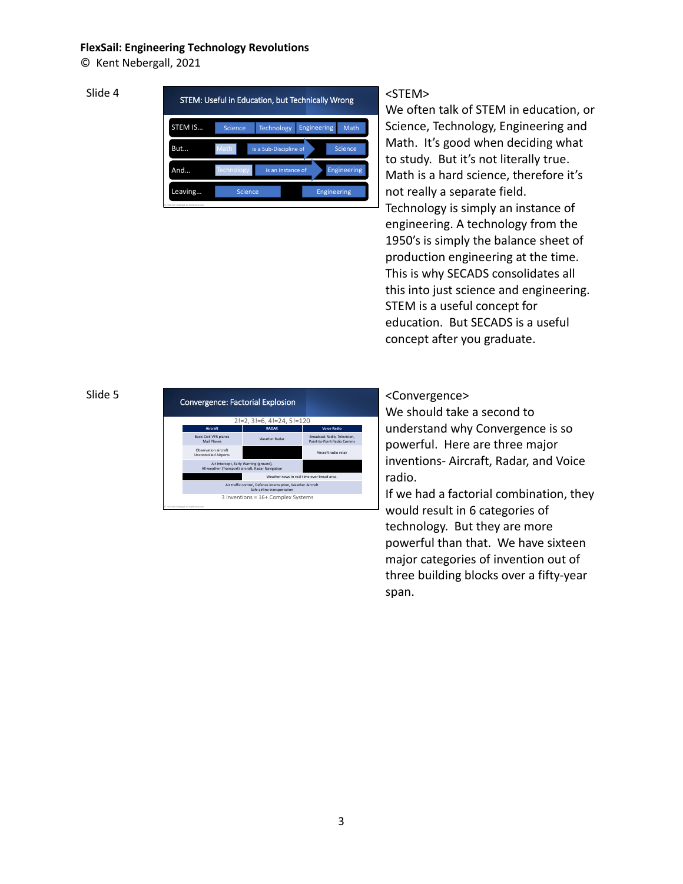**FlexSail: Engineering Technology Revolutions**
© Kent Nebergall, 2021

Slide 4

**STEM: Useful in Education, but Technically Wrong**

| STEM IS… | Science | Technology | Engineering | Math |
|---|---|---|---|---|
| But… | Math | is a Sub-Discipline of | Science | |
| And… | Technology | is an instance of | Engineering | |
| Leaving… | Science | | Engineering | |

<STEM>
We often talk of STEM in education, or Science, Technology, Engineering and Math. It's good when deciding what to study. But it's not literally true. Math is a hard science, therefore it's not really a separate field. Technology is simply an instance of engineering. A technology from the 1950's is simply the balance sheet of production engineering at the time. This is why SECADS consolidates all this into just science and engineering. STEM is a useful concept for education. But SECADS is a useful concept after you graduate.

Slide 5

**Convergence: Factorial Explosion**

2!=2, 3!=6, 4!=24, 5!=120

| Aircraft | RADAR | Voice Radio |
|---|---|---|
| Basic Civil VFR planes<br>Mail Planes | Weather Radar | Broadcast Radio, Television, Point-to-Point Radio Comms |
| Observation aircraft<br>Uncontrolled Airports | | Aircraft radio relay |
| Air Intercept, Early Warning (ground), All-weather (Transport) aircraft, Radar Navigation | | |
| | Weather news in real time over broad area. | |
| Air traffic control, Defense interception, Weather Aircraft<br>Safe airline transportation | | |

3 Inventions = 16+ Complex Systems

<Convergence>
We should take a second to understand why Convergence is so powerful. Here are three major inventions- Aircraft, Radar, and Voice radio.
If we had a factorial combination, they would result in 6 categories of technology. But they are more powerful than that. We have sixteen major categories of invention out of three building blocks over a fifty-year span.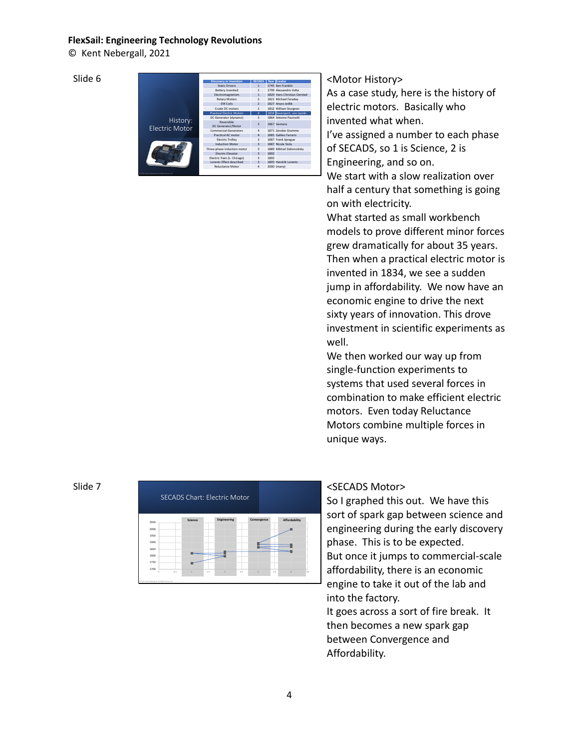**FlexSail: Engineering Technology Revolutions**
© Kent Nebergall, 2021

Slide 6

| Discovery or Invention | SECADS | Year | Creator |
|---|---|---|---|
| Static Drivers | 1 | 1745 | Ben Franklin |
| Battery Invented | 2 | 1799 | Alessandro Volta |
| Electromagnetism | 1 | 1820 | Hans Christian Oersted |
| Rotary Motion | 2 | 1821 | Michael Faraday |
| EM Coils | 2 | 1827 | Anyos Jedlik |
| Crude DC motors | 2 | 1832 | William Sturgeon |
| Practical Electric Motors | 4 | 1834 | Davenport, von Jacobi |
| DC Generator (dynamo) | 3 | 1864 | Antonio Pacinotti |
| Reversible DC Generator/Motor | 3 | 1867 | Siemens |
| Commercial Generators | 4 | 1871 | Zenobe Gramme |
| Practical AC motor | 4 | 1885 | Galileo Farraris |
| Electric Trolley | 3 | 1887 | Frank Sprague |
| Induction Motor | 3 | 1887 | Nicola Tesla |
| Three-phase induction motor | 3 | 1889 | Mikhail Debrovolsky |
| Electric Elevator | 3 | 1892 | |
| Electric Train (L- Chicago) | 3 | 1892 | |
| Lorentz Effect described | 3 | 1895 | Hendrik Lorentz |
| Reluctance Motor | 4 | 2000 | (many) |

<Motor History>
As a case study, here is the history of electric motors. Basically who invented what when.
I've assigned a number to each phase of SECADS, so 1 is Science, 2 is Engineering, and so on.
We start with a slow realization over half a century that something is going on with electricity.
What started as small workbench models to prove different minor forces grew dramatically for about 35 years. Then when a practical electric motor is invented in 1834, we see a sudden jump in affordability. We now have an economic engine to drive the next sixty years of innovation. This drove investment in scientific experiments as well.
We then worked our way up from single-function experiments to systems that used several forces in combination to make efficient electric motors. Even today Reluctance Motors combine multiple forces in unique ways.

Slide 7

<SECADS Motor>
So I graphed this out. We have this sort of spark gap between science and engineering during the early discovery phase. This is to be expected.
But once it jumps to commercial-scale affordability, there is an economic engine to take it out of the lab and into the factory.
It goes across a sort of fire break. It then becomes a new spark gap between Convergence and Affordability.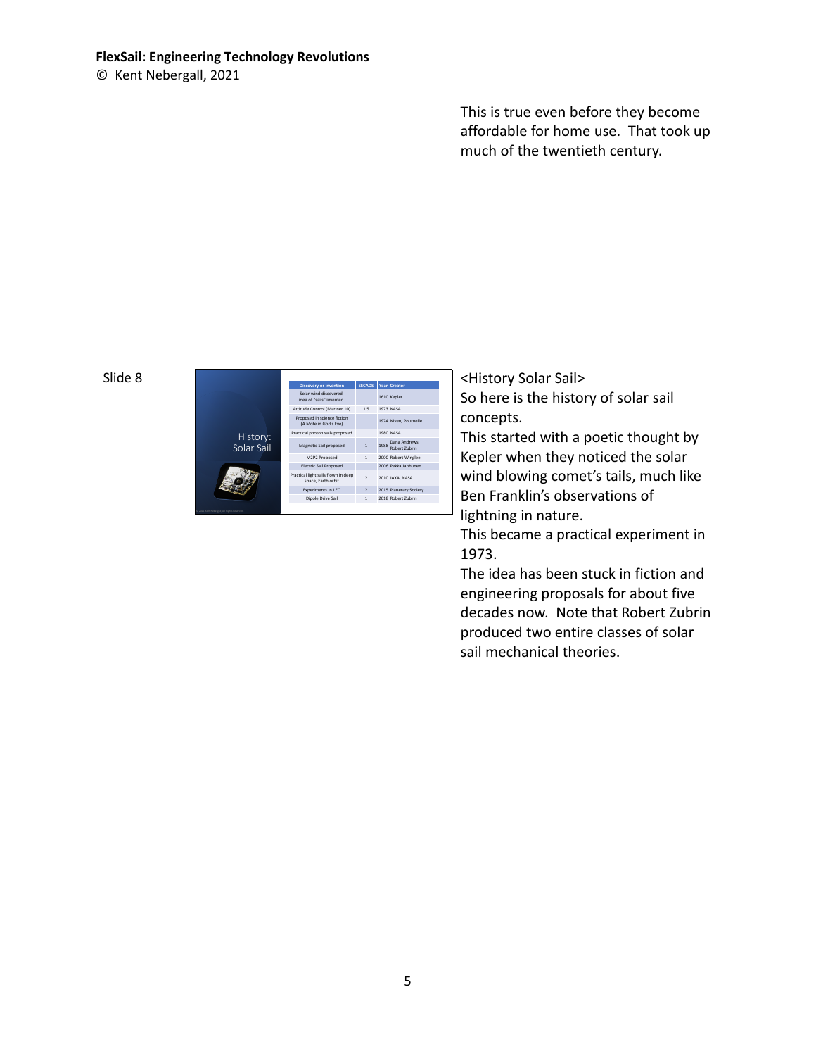This is true even before they become affordable for home use. That took up much of the twentieth century.

Slide 8

History: Solar Sail

| Discovery or Invention | SECADS | Year | Creator |
|---|---|---|---|
| Solar wind discovered, idea of "sails" invented. | 1 | 1610 | Kepler |
| Attitude Control (Mariner 10) | 1.5 | 1973 | NASA |
| Proposed in science fiction (A Mote in God's Eye) | 1 | 1974 | Niven, Pournelle |
| Practical photon sails proposed | 1 | 1980 | NASA |
| Magnetic Sail proposed | 1 | 1988 | Dana Andrews, Robert Zubrin |
| M2P2 Proposed | 1 | 2000 | Robert Winglee |
| Electric Sail Proposed | 1 | 2006 | Pekka Janhunen |
| Practical light sails flown in deep space, Earth orbit | 2 | 2010 | JAXA, NASA |
| Experiments in LEO | 2 | 2015 | Planetary Society |
| Dipole Drive Sail | 1 | 2018 | Robert Zubrin |

<History Solar Sail>

So here is the history of solar sail concepts.

This started with a poetic thought by Kepler when they noticed the solar wind blowing comet's tails, much like Ben Franklin's observations of lightning in nature.

This became a practical experiment in 1973.

The idea has been stuck in fiction and engineering proposals for about five decades now. Note that Robert Zubrin produced two entire classes of solar sail mechanical theories.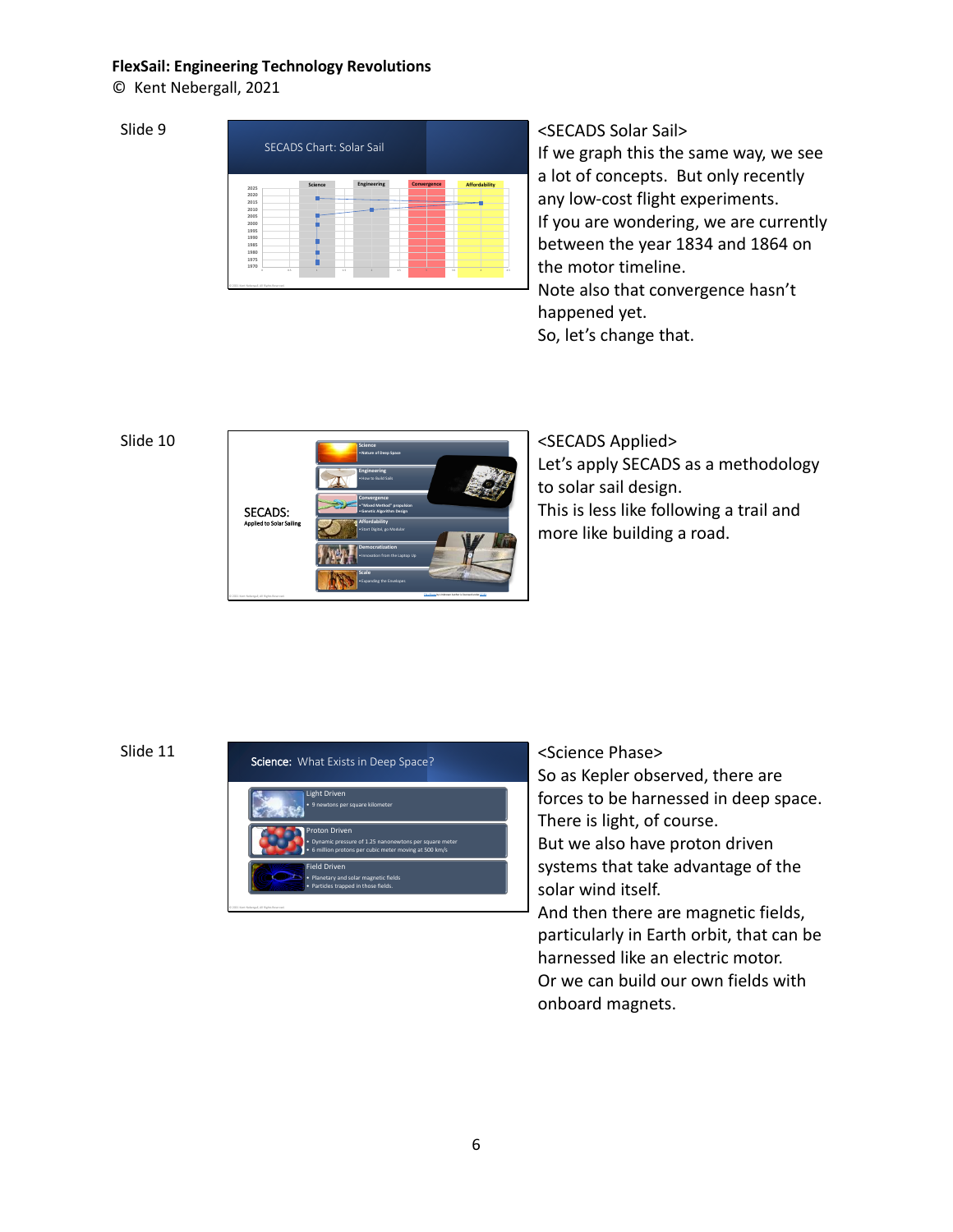Slide 9

<SECADS Solar Sail>
If we graph this the same way, we see a lot of concepts. But only recently any low-cost flight experiments.
If you are wondering, we are currently between the year 1834 and 1864 on the motor timeline.
Note also that convergence hasn't happened yet.
So, let's change that.

Slide 10

<SECADS Applied>
Let's apply SECADS as a methodology to solar sail design.
This is less like following a trail and more like building a road.

Slide 11

<Science Phase>
So as Kepler observed, there are forces to be harnessed in deep space.
There is light, of course.
But we also have proton driven systems that take advantage of the solar wind itself.
And then there are magnetic fields, particularly in Earth orbit, that can be harnessed like an electric motor.
Or we can build our own fields with onboard magnets.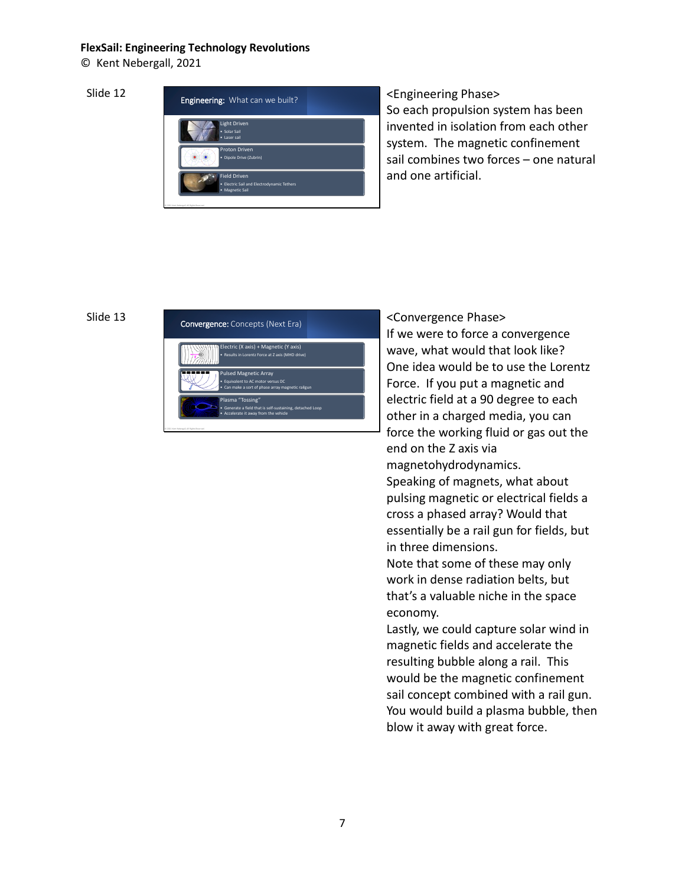**FlexSail: Engineering Technology Revolutions**
© Kent Nebergall, 2021

Slide 12

**Engineering:** What can we built?

- Light Driven
  - Solar Sail
  - Laser sail
- Proton Driven
  - Dipole Drive (Zubrin)
- Field Driven
  - Electric Sail and Electrodynamic Tethers
  - Magnetic Sail

<Engineering Phase>
So each propulsion system has been invented in isolation from each other system. The magnetic confinement sail combines two forces – one natural and one artificial.

Slide 13

**Convergence:** Concepts (Next Era)

- Electric (X axis) + Magnetic (Y axis)
  - Results in Lorentz Force at Z axis (MHD drive)
- Pulsed Magnetic Array
  - Equivalent to AC motor versus DC
  - Can make a sort of phase array magnetic railgun
- Plasma "Tossing"
  - Generate a field that is self-sustaining, detached Loop
  - Accelerate it away from the vehicle

<Convergence Phase>
If we were to force a convergence wave, what would that look like? One idea would be to use the Lorentz Force. If you put a magnetic and electric field at a 90 degree to each other in a charged media, you can force the working fluid or gas out the end on the Z axis via magnetohydrodynamics.
Speaking of magnets, what about pulsing magnetic or electrical fields a cross a phased array? Would that essentially be a rail gun for fields, but in three dimensions.
Note that some of these may only work in dense radiation belts, but that's a valuable niche in the space economy.
Lastly, we could capture solar wind in magnetic fields and accelerate the resulting bubble along a rail. This would be the magnetic confinement sail concept combined with a rail gun. You would build a plasma bubble, then blow it away with great force.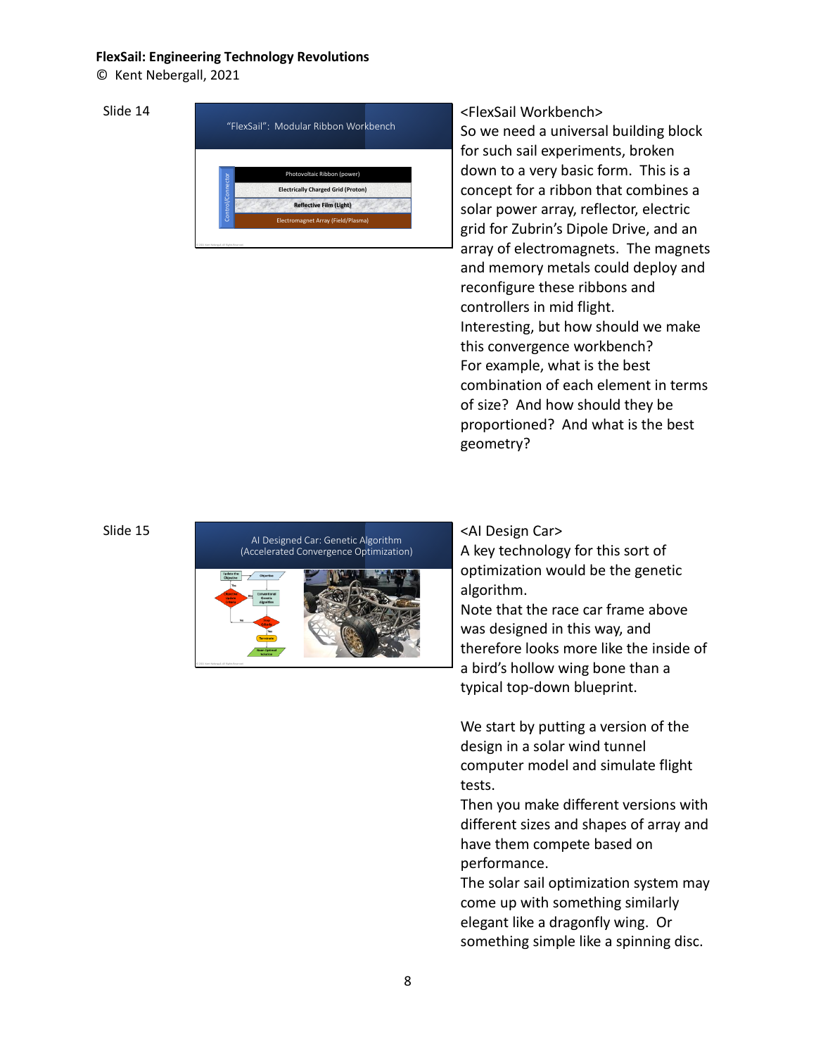Slide 14

<FlexSail Workbench>
So we need a universal building block for such sail experiments, broken down to a very basic form. This is a concept for a ribbon that combines a solar power array, reflector, electric grid for Zubrin's Dipole Drive, and an array of electromagnets. The magnets and memory metals could deploy and reconfigure these ribbons and controllers in mid flight.
Interesting, but how should we make this convergence workbench?
For example, what is the best combination of each element in terms of size? And how should they be proportioned? And what is the best geometry?

Slide 15

<AI Design Car>
A key technology for this sort of optimization would be the genetic algorithm.
Note that the race car frame above was designed in this way, and therefore looks more like the inside of a bird's hollow wing bone than a typical top-down blueprint.

We start by putting a version of the design in a solar wind tunnel computer model and simulate flight tests.
Then you make different versions with different sizes and shapes of array and have them compete based on performance.
The solar sail optimization system may come up with something similarly elegant like a dragonfly wing. Or something simple like a spinning disc.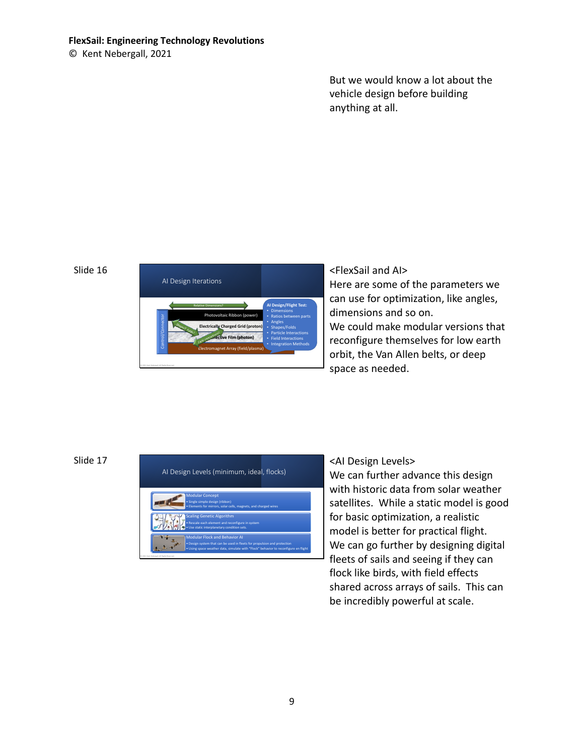But we would know a lot about the vehicle design before building anything at all.

Slide 16

AI Design Iterations

Relative Dimensions?

Photovoltaic Ribbon (power)

Electrically Charged Grid (proton)

Reflective Film (photon)

Electromagnet Array (field/plasma)

Control/Connector

AI Design/Flight Test:
- Dimensions
- Ratios between parts
- Angles
- Shapes/Folds
- Particle Interactions
- Field Interactions
- Integration Methods

<FlexSail and AI>
Here are some of the parameters we can use for optimization, like angles, dimensions and so on.
We could make modular versions that reconfigure themselves for low earth orbit, the Van Allen belts, or deep space as needed.

Slide 17

AI Design Levels (minimum, ideal, flocks)

Modular Concept
- Single simple design (ribbon)
- Elements for mirrors, solar cells, magnets, and charged wires

Scaling Genetic Algorithm
- Rescale each element and reconfigure in system
- Use static interplanetary condition sets

Modular Flock and Behavior AI
- Design system that can be used in fleets for propulsion and protection
- Using space weather data, simulate with "Flock" behavior to reconfigure on flight

<AI Design Levels>
We can further advance this design with historic data from solar weather satellites. While a static model is good for basic optimization, a realistic model is better for practical flight.
We can go further by designing digital fleets of sails and seeing if they can flock like birds, with field effects shared across arrays of sails. This can be incredibly powerful at scale.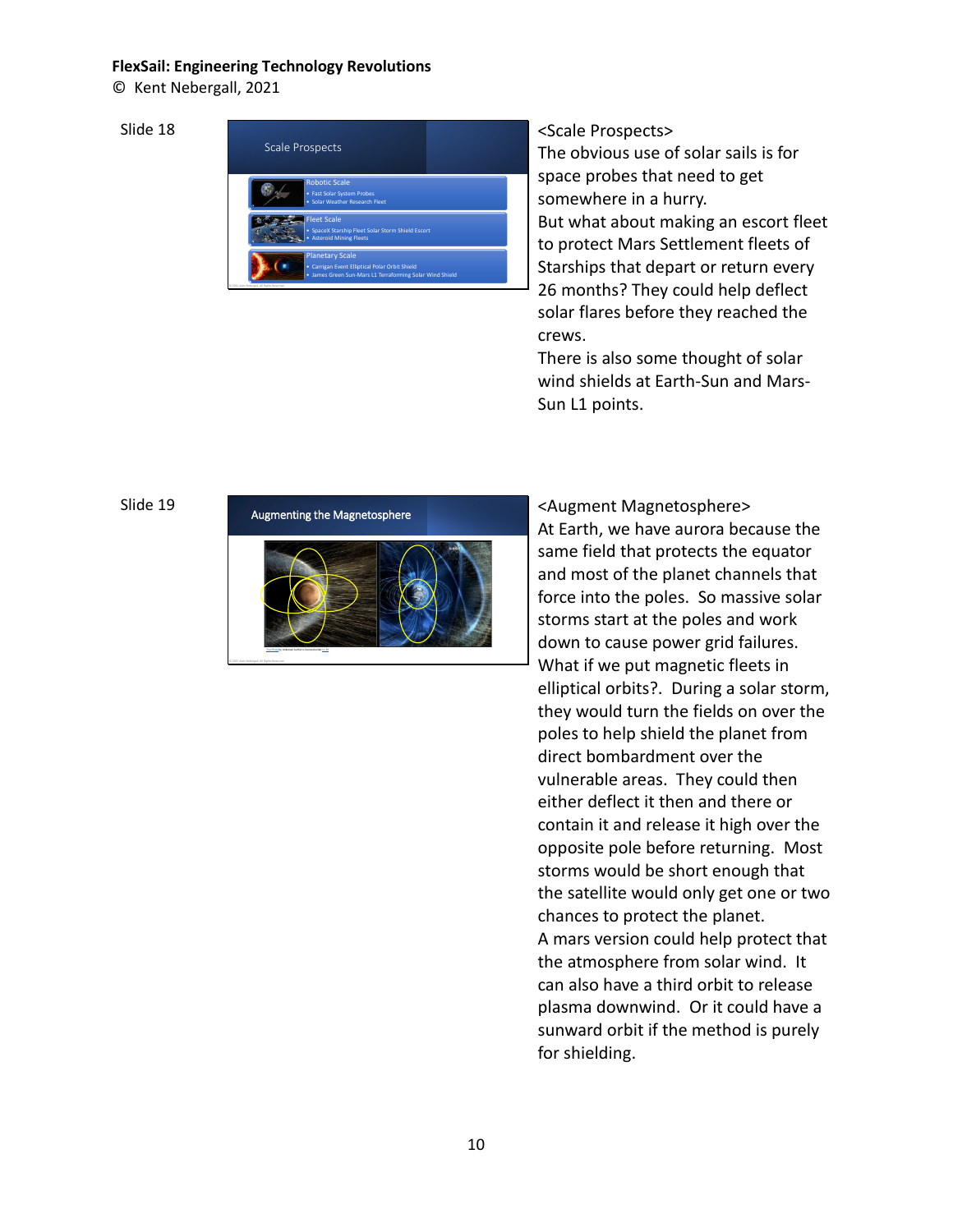Slide 18

Scale Prospects

Robotic Scale
- Fast Solar System Probes
- Solar Weather Research Fleet

Fleet Scale
- SpaceX Starship Fleet Solar Storm Shield Escort
- Asteroid Mining Fleets

Planetary Scale
- Carrigan Event Elliptical Polar Orbit Shield
- James Green Sun-Mars L1 Terraforming Solar Wind Shield

<Scale Prospects>
The obvious use of solar sails is for space probes that need to get somewhere in a hurry.
But what about making an escort fleet to protect Mars Settlement fleets of Starships that depart or return every 26 months? They could help deflect solar flares before they reached the crews.
There is also some thought of solar wind shields at Earth-Sun and Mars-Sun L1 points.

Slide 19

Augmenting the Magnetosphere

<Augment Magnetosphere>
At Earth, we have aurora because the same field that protects the equator and most of the planet channels that force into the poles. So massive solar storms start at the poles and work down to cause power grid failures. What if we put magnetic fleets in elliptical orbits?. During a solar storm, they would turn the fields on over the poles to help shield the planet from direct bombardment over the vulnerable areas. They could then either deflect it then and there or contain it and release it high over the opposite pole before returning. Most storms would be short enough that the satellite would only get one or two chances to protect the planet.
A mars version could help protect that the atmosphere from solar wind. It can also have a third orbit to release plasma downwind. Or it could have a sunward orbit if the method is purely for shielding.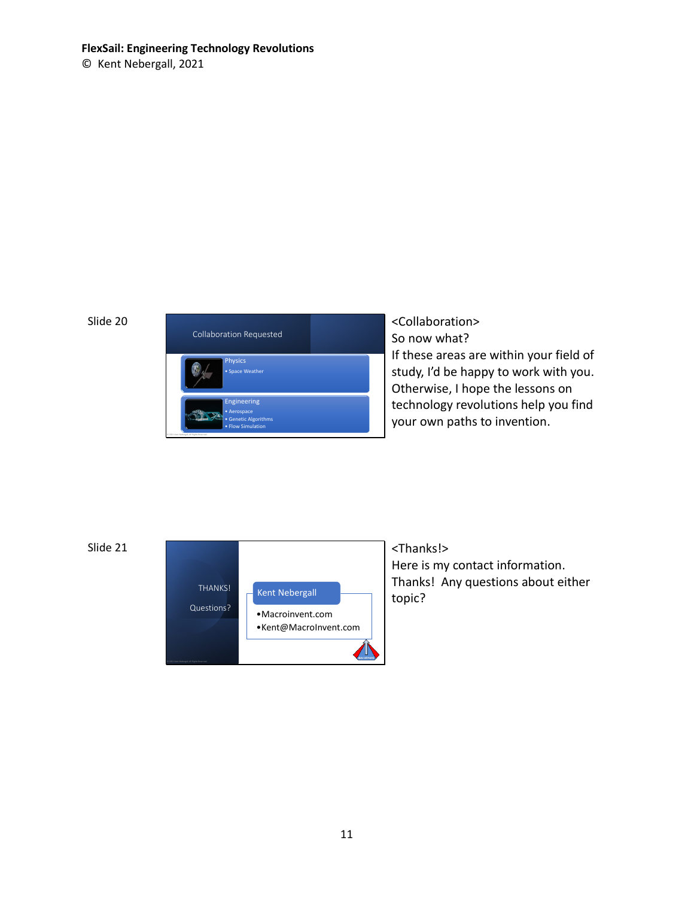**FlexSail: Engineering Technology Revolutions**
© Kent Nebergall, 2021

Slide 20

Collaboration Requested

Physics
- Space Weather

Engineering
- Aerospace
- Genetic Algorithms
- Flow Simulation

<Collaboration>
So now what?
If these areas are within your field of study, I'd be happy to work with you. Otherwise, I hope the lessons on technology revolutions help you find your own paths to invention.

Slide 21

THANKS!

Questions?

Kent Nebergall
- Macroinvent.com
- Kent@MacroInvent.com

<Thanks!>
Here is my contact information.
Thanks! Any questions about either topic?